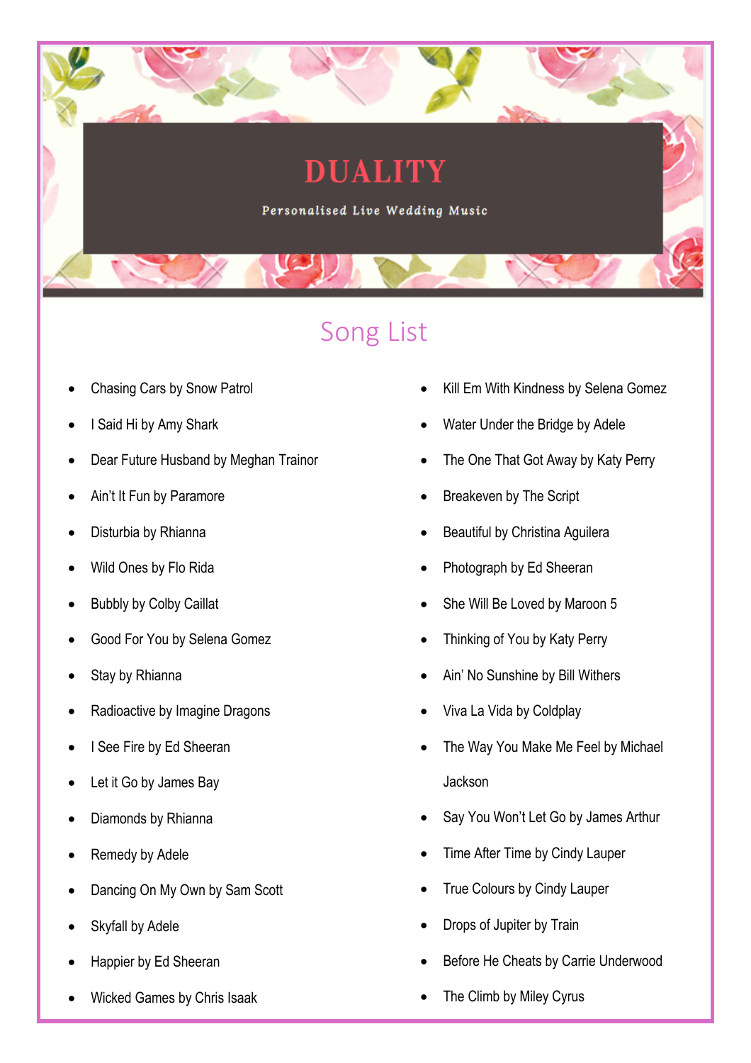# DUALITY

Personalised Live Wedding Music

## Song List

- Chasing Cars by Snow Patrol
- I Said Hi by Amy Shark
- Dear Future Husband by Meghan Trainor
- Ain't It Fun by Paramore
- Disturbia by Rhianna
- Wild Ones by Flo Rida
- Bubbly by Colby Caillat
- Good For You by Selena Gomez
- Stay by Rhianna
- Radioactive by Imagine Dragons
- I See Fire by Ed Sheeran
- Let it Go by James Bay
- Diamonds by Rhianna
- Remedy by Adele
- Dancing On My Own by Sam Scott
- Skyfall by Adele
- Happier by Ed Sheeran
- Wicked Games by Chris Isaak
- Kill Em With Kindness by Selena Gomez
- Water Under the Bridge by Adele
- The One That Got Away by Katy Perry
- Breakeven by The Script
- Beautiful by Christina Aguilera
- Photograph by Ed Sheeran
- She Will Be Loved by Maroon 5
- Thinking of You by Katy Perry
- Ain' No Sunshine by Bill Withers
- Viva La Vida by Coldplay
- The Way You Make Me Feel by Michael Jackson
- Say You Won't Let Go by James Arthur
- Time After Time by Cindy Lauper
- True Colours by Cindy Lauper
- Drops of Jupiter by Train
- Before He Cheats by Carrie Underwood
- The Climb by Miley Cyrus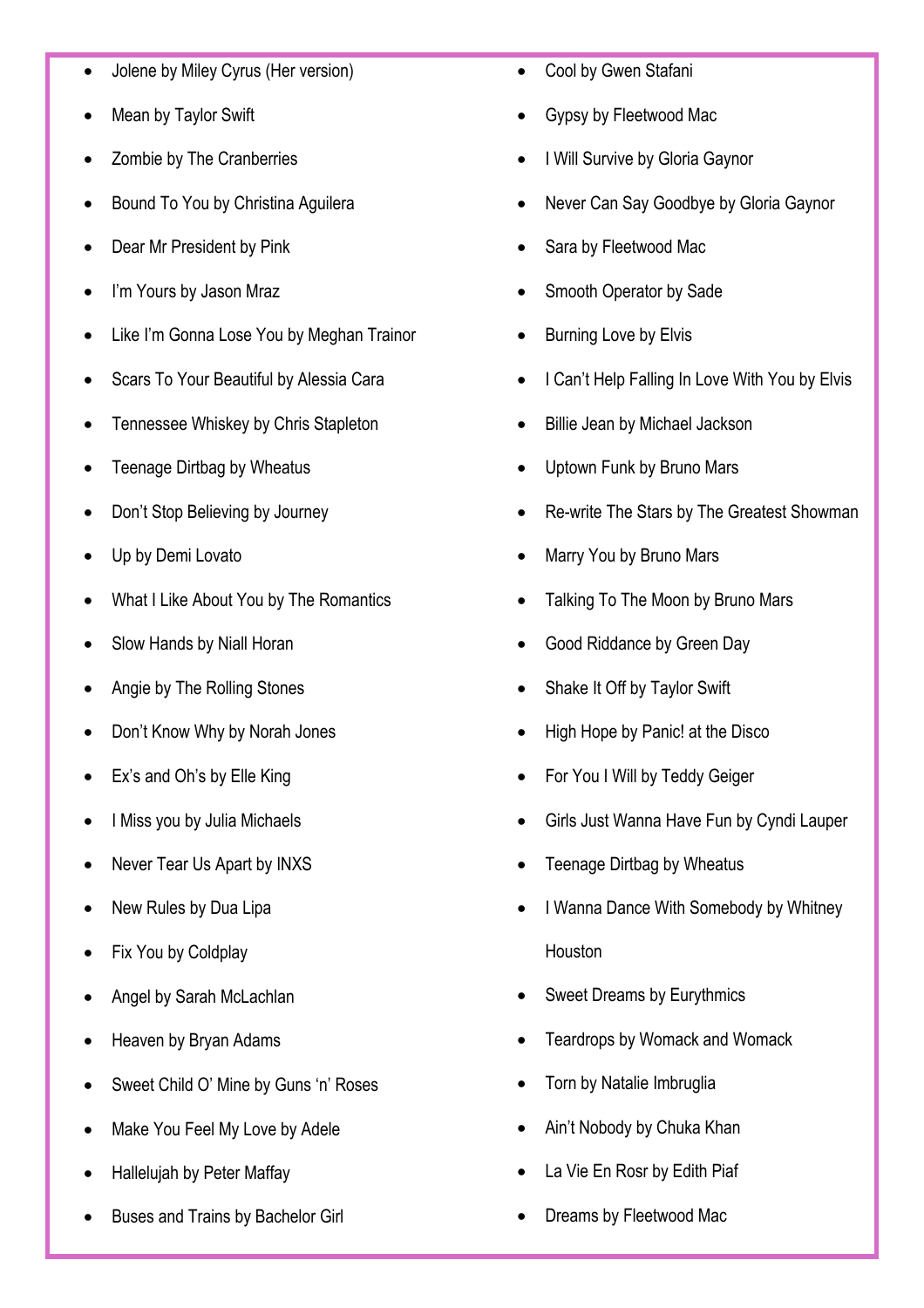- Jolene by Miley Cyrus (Her version)
- Mean by Taylor Swift
- Zombie by The Cranberries
- Bound To You by Christina Aguilera
- Dear Mr President by Pink
- I'm Yours by Jason Mraz
- Like I'm Gonna Lose You by Meghan Trainor
- Scars To Your Beautiful by Alessia Cara
- Tennessee Whiskey by Chris Stapleton
- Teenage Dirtbag by Wheatus
- Don't Stop Believing by Journey
- Up by Demi Lovato
- What I Like About You by The Romantics
- Slow Hands by Niall Horan
- Angie by The Rolling Stones
- Don't Know Why by Norah Jones
- Ex's and Oh's by Elle King
- I Miss you by Julia Michaels
- Never Tear Us Apart by INXS
- New Rules by Dua Lipa
- Fix You by Coldplay
- Angel by Sarah McLachlan
- Heaven by Bryan Adams
- Sweet Child O' Mine by Guns 'n' Roses
- Make You Feel My Love by Adele
- Hallelujah by Peter Maffay
- Buses and Trains by Bachelor Girl
- Cool by Gwen Stafani
- Gypsy by Fleetwood Mac
- I Will Survive by Gloria Gaynor
- Never Can Say Goodbye by Gloria Gaynor
- Sara by Fleetwood Mac
- Smooth Operator by Sade
- Burning Love by Elvis
- I Can't Help Falling In Love With You by Elvis
- Billie Jean by Michael Jackson
- Uptown Funk by Bruno Mars
- Re-write The Stars by The Greatest Showman
- Marry You by Bruno Mars
- Talking To The Moon by Bruno Mars
- Good Riddance by Green Day
- Shake It Off by Taylor Swift
- High Hope by Panic! at the Disco
- For You I Will by Teddy Geiger
- Girls Just Wanna Have Fun by Cyndi Lauper
- Teenage Dirtbag by Wheatus
- I Wanna Dance With Somebody by Whitney Houston
- Sweet Dreams by Eurythmics
- Teardrops by Womack and Womack
- Torn by Natalie Imbruglia
- Ain't Nobody by Chuka Khan
- La Vie En Rosr by Edith Piaf
- Dreams by Fleetwood Mac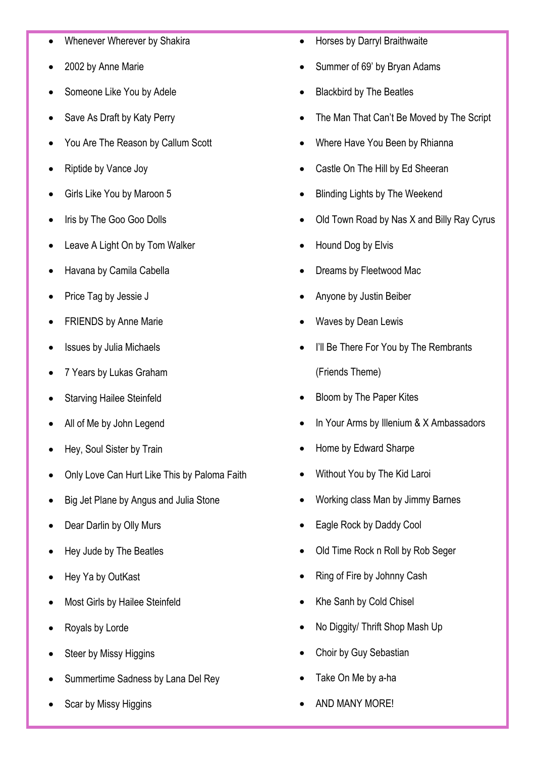- Whenever Wherever by Shakira
- 2002 by Anne Marie
- Someone Like You by Adele
- Save As Draft by Katy Perry
- You Are The Reason by Callum Scott
- Riptide by Vance Joy
- Girls Like You by Maroon 5
- Iris by The Goo Goo Dolls
- Leave A Light On by Tom Walker
- Havana by Camila Cabella
- Price Tag by Jessie J
- FRIENDS by Anne Marie
- Issues by Julia Michaels
- 7 Years by Lukas Graham
- Starving Hailee Steinfeld
- All of Me by John Legend
- Hey, Soul Sister by Train
- Only Love Can Hurt Like This by Paloma Faith
- Big Jet Plane by Angus and Julia Stone
- Dear Darlin by Olly Murs
- Hey Jude by The Beatles
- Hey Ya by OutKast
- Most Girls by Hailee Steinfeld
- Royals by Lorde
- Steer by Missy Higgins
- Summertime Sadness by Lana Del Rey
- Scar by Missy Higgins
- Horses by Darryl Braithwaite
- Summer of 69' by Bryan Adams
- Blackbird by The Beatles
- The Man That Can't Be Moved by The Script
- Where Have You Been by Rhianna
- Castle On The Hill by Ed Sheeran
- Blinding Lights by The Weekend
- Old Town Road by Nas X and Billy Ray Cyrus
- Hound Dog by Elvis
- Dreams by Fleetwood Mac
- Anyone by Justin Beiber
- Waves by Dean Lewis
- I'll Be There For You by The Rembrants (Friends Theme)
- Bloom by The Paper Kites
- In Your Arms by Illenium & X Ambassadors
- Home by Edward Sharpe
- Without You by The Kid Laroi
- Working class Man by Jimmy Barnes
- Eagle Rock by Daddy Cool
- Old Time Rock n Roll by Rob Seger
- Ring of Fire by Johnny Cash
- Khe Sanh by Cold Chisel
- No Diggity/ Thrift Shop Mash Up
- Choir by Guy Sebastian
- Take On Me by a-ha
- AND MANY MORE!